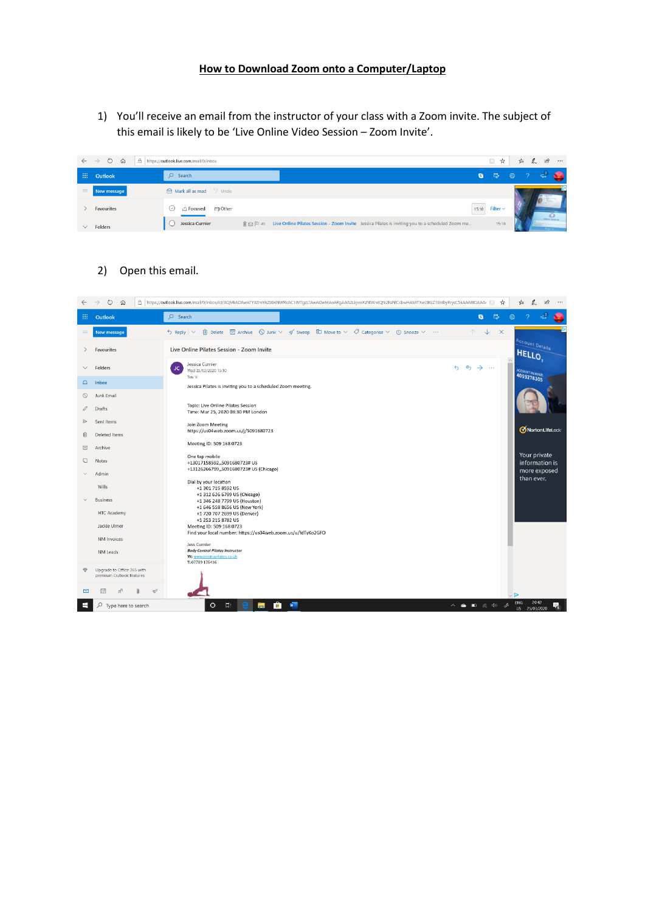# How to Download Zoom onto a Computer/Laptop

1) You'll receive an email from the instructor of your class with a Zoom invite. The subject of this email is likely to be 'Live Online Video Session – Zoom Invite'.

2) Open this email.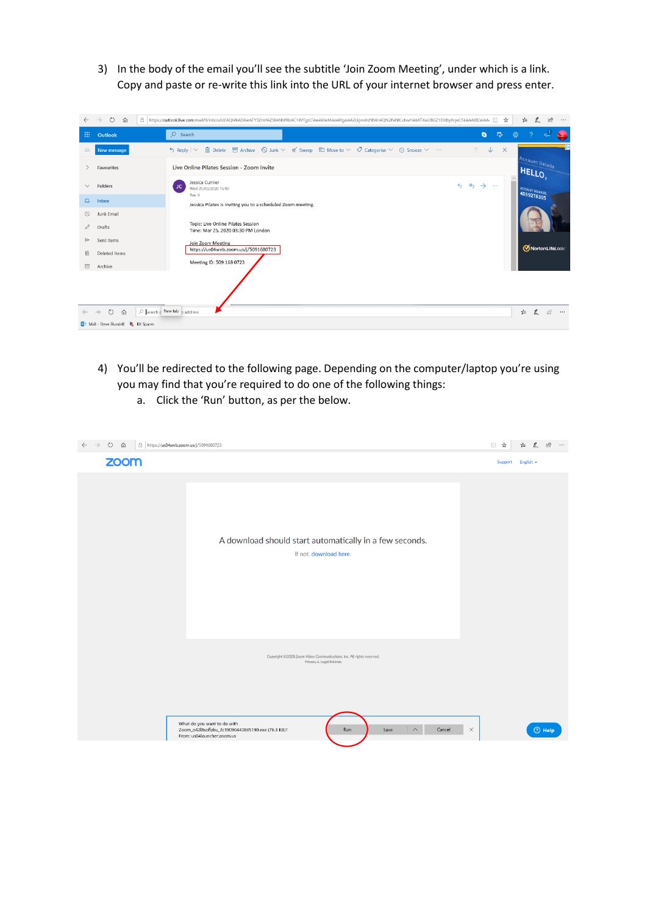3) In the body of the email you'll see the subtitle 'Join Zoom Meeting', under which is a link. Copy and paste or re-write this link into the URL of your internet browser and press enter.

4) You'll be redirected to the following page. Depending on the computer/laptop you're using you may find that you're required to do one of the following things:

   a. Click the 'Run' button, as per the below.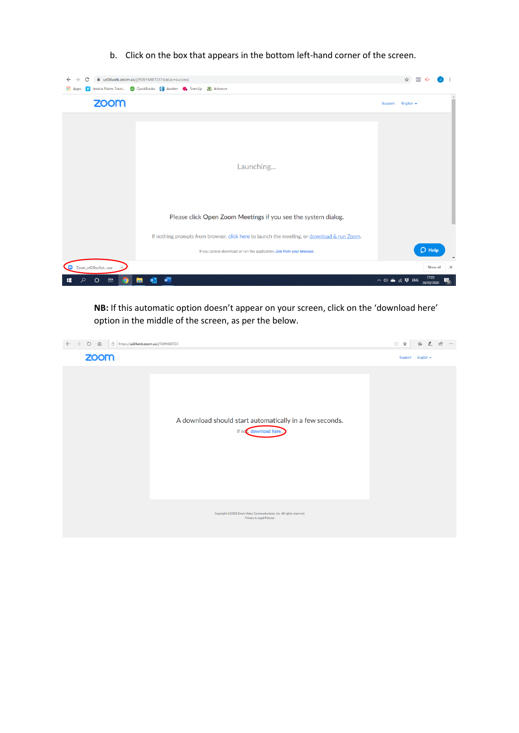b. Click on the box that appears in the bottom left-hand corner of the screen.

**NB:** If this automatic option doesn't appear on your screen, click on the 'download here' option in the middle of the screen, as per the below.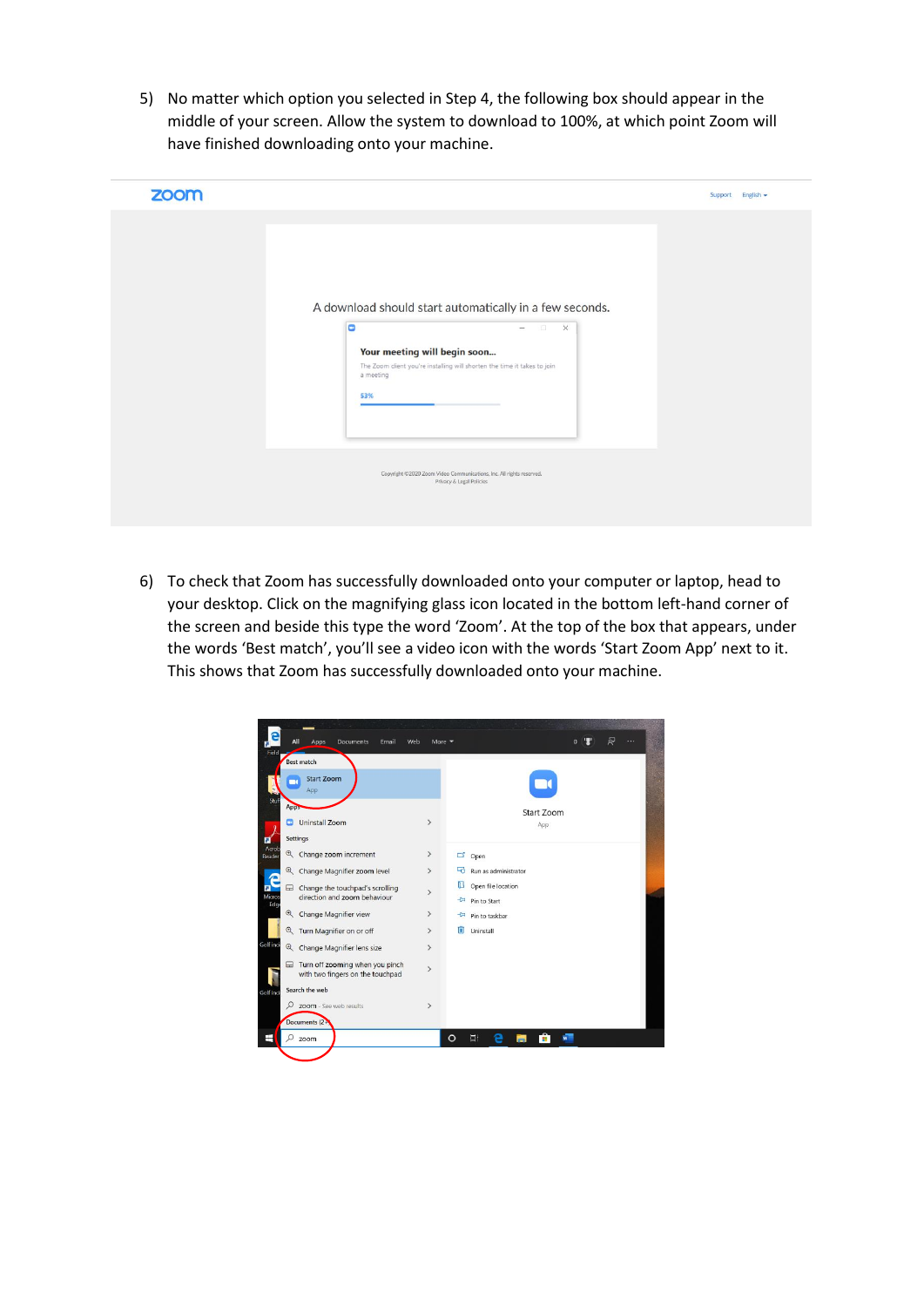5) No matter which option you selected in Step 4, the following box should appear in the middle of your screen. Allow the system to download to 100%, at which point Zoom will have finished downloading onto your machine.

6) To check that Zoom has successfully downloaded onto your computer or laptop, head to your desktop. Click on the magnifying glass icon located in the bottom left-hand corner of the screen and beside this type the word 'Zoom'. At the top of the box that appears, under the words 'Best match', you'll see a video icon with the words 'Start Zoom App' next to it. This shows that Zoom has successfully downloaded onto your machine.